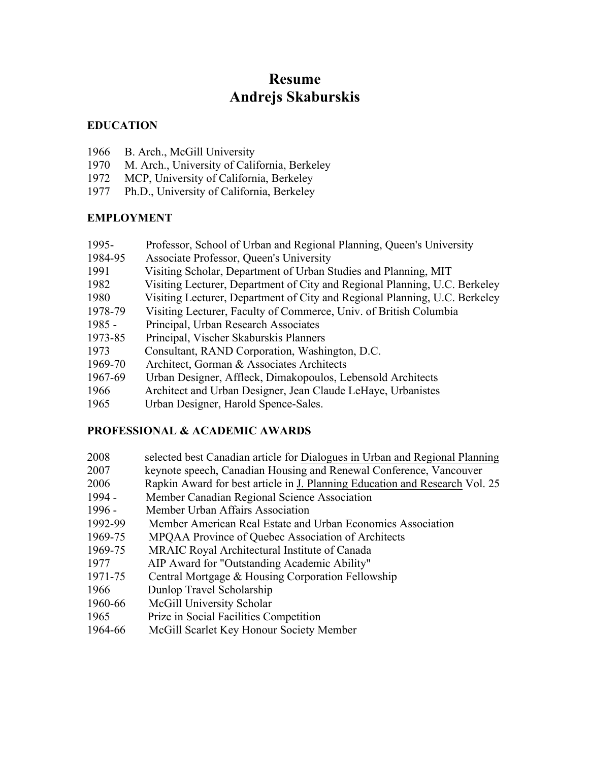# Resume
# Andrejs Skaburskis

## EDUCATION

1966 B. Arch., McGill University
1970 M. Arch., University of California, Berkeley
1972 MCP, University of California, Berkeley
1977 Ph.D., University of California, Berkeley

## EMPLOYMENT

1995- Professor, School of Urban and Regional Planning, Queen's University
1984-95 Associate Professor, Queen's University
1991 Visiting Scholar, Department of Urban Studies and Planning, MIT
1982 Visiting Lecturer, Department of City and Regional Planning, U.C. Berkeley
1980 Visiting Lecturer, Department of City and Regional Planning, U.C. Berkeley
1978-79 Visiting Lecturer, Faculty of Commerce, Univ. of British Columbia
1985 - Principal, Urban Research Associates
1973-85 Principal, Vischer Skaburskis Planners
1973 Consultant, RAND Corporation, Washington, D.C.
1969-70 Architect, Gorman & Associates Architects
1967-69 Urban Designer, Affleck, Dimakopoulos, Lebensold Architects
1966 Architect and Urban Designer, Jean Claude LeHaye, Urbanistes
1965 Urban Designer, Harold Spence-Sales.

## PROFESSIONAL & ACADEMIC AWARDS

2008 selected best Canadian article for Dialogues in Urban and Regional Planning
2007 keynote speech, Canadian Housing and Renewal Conference, Vancouver
2006 Rapkin Award for best article in J. Planning Education and Research Vol. 25
1994 - Member Canadian Regional Science Association
1996 - Member Urban Affairs Association
1992-99 Member American Real Estate and Urban Economics Association
1969-75 MPQAA Province of Quebec Association of Architects
1969-75 MRAIC Royal Architectural Institute of Canada
1977 AIP Award for "Outstanding Academic Ability"
1971-75 Central Mortgage & Housing Corporation Fellowship
1966 Dunlop Travel Scholarship
1960-66 McGill University Scholar
1965 Prize in Social Facilities Competition
1964-66 McGill Scarlet Key Honour Society Member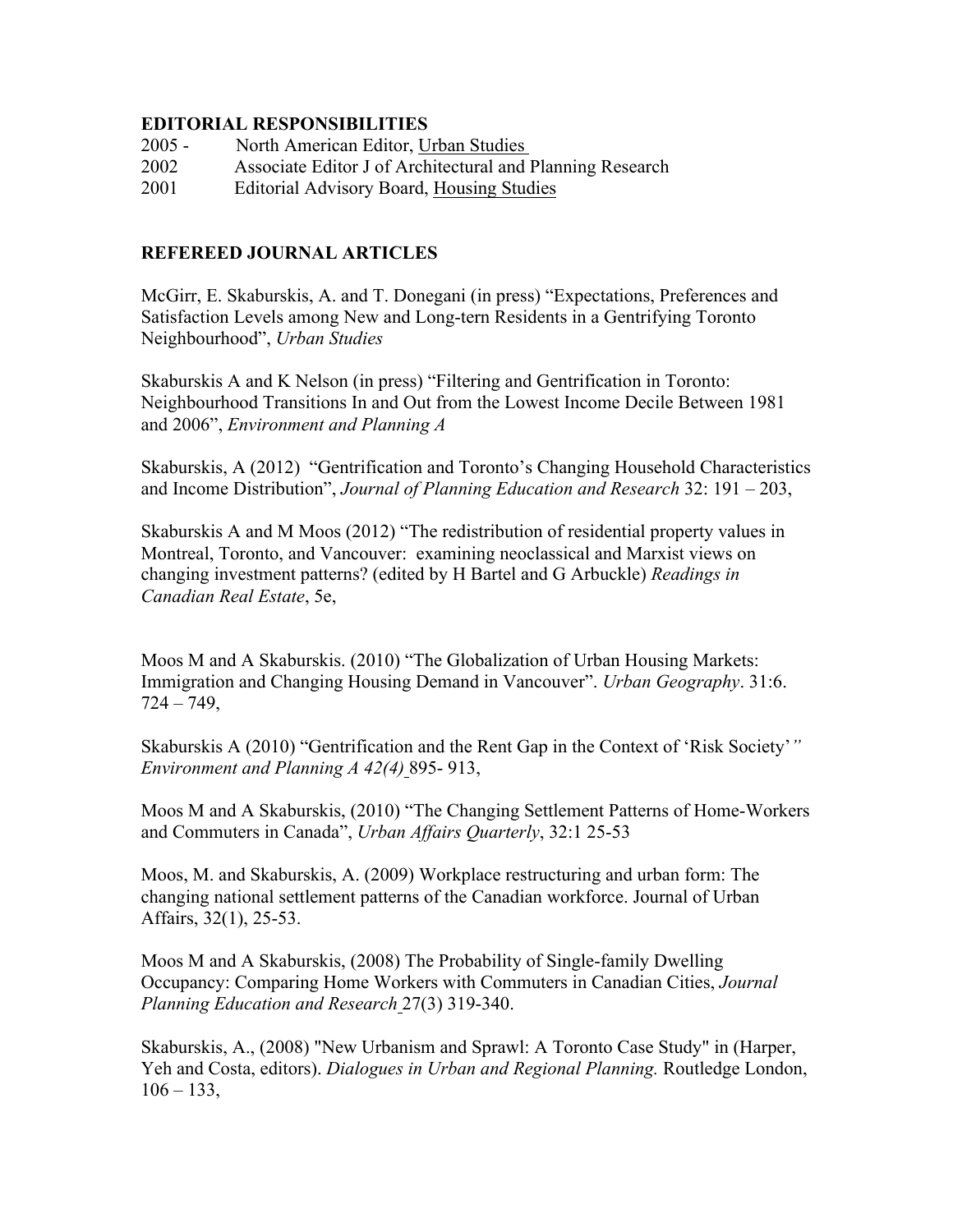## EDITORIAL RESPONSIBILITIES

2005 - North American Editor, Urban Studies
2002 Associate Editor J of Architectural and Planning Research
2001 Editorial Advisory Board, Housing Studies

## REFEREED JOURNAL ARTICLES

McGirr, E. Skaburskis, A. and T. Donegani (in press) "Expectations, Preferences and Satisfaction Levels among New and Long-tern Residents in a Gentrifying Toronto Neighbourhood", *Urban Studies*

Skaburskis A and K Nelson (in press) "Filtering and Gentrification in Toronto: Neighbourhood Transitions In and Out from the Lowest Income Decile Between 1981 and 2006", *Environment and Planning A*

Skaburskis, A (2012) "Gentrification and Toronto's Changing Household Characteristics and Income Distribution", *Journal of Planning Education and Research* 32: 191 – 203,

Skaburskis A and M Moos (2012) "The redistribution of residential property values in Montreal, Toronto, and Vancouver: examining neoclassical and Marxist views on changing investment patterns? (edited by H Bartel and G Arbuckle) *Readings in Canadian Real Estate*, 5e,

Moos M and A Skaburskis. (2010) "The Globalization of Urban Housing Markets: Immigration and Changing Housing Demand in Vancouver". *Urban Geography*. 31:6. 724 – 749,

Skaburskis A (2010) "Gentrification and the Rent Gap in the Context of 'Risk Society'*"* *Environment and Planning A 42(4)* 895- 913,

Moos M and A Skaburskis, (2010) "The Changing Settlement Patterns of Home-Workers and Commuters in Canada", *Urban Affairs Quarterly*, 32:1 25-53

Moos, M. and Skaburskis, A. (2009) Workplace restructuring and urban form: The changing national settlement patterns of the Canadian workforce. Journal of Urban Affairs, 32(1), 25-53.

Moos M and A Skaburskis, (2008) The Probability of Single-family Dwelling Occupancy: Comparing Home Workers with Commuters in Canadian Cities, *Journal Planning Education and Research* 27(3) 319-340.

Skaburskis, A., (2008) "New Urbanism and Sprawl: A Toronto Case Study" in (Harper, Yeh and Costa, editors). *Dialogues in Urban and Regional Planning.* Routledge London, 106 – 133,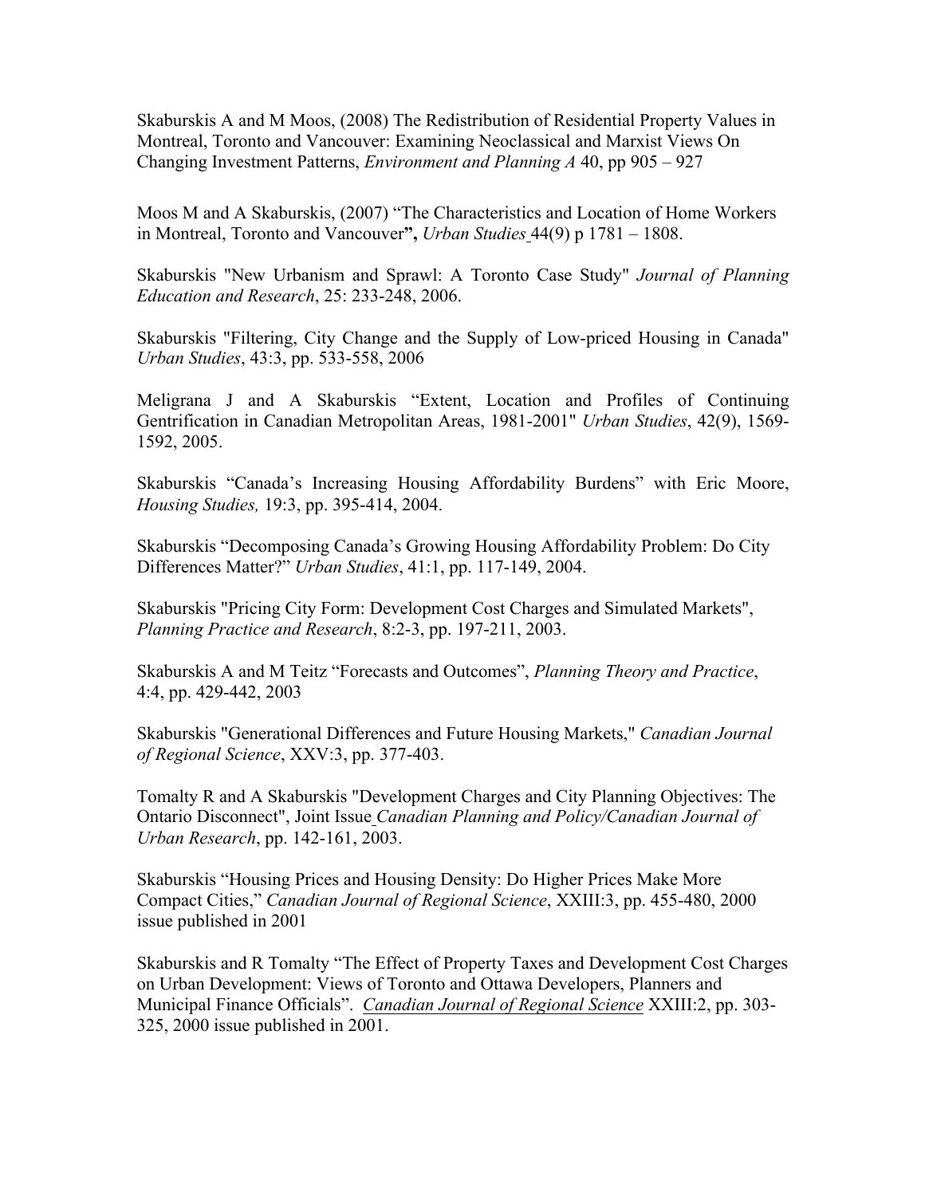Skaburskis A and M Moos, (2008) The Redistribution of Residential Property Values in Montreal, Toronto and Vancouver: Examining Neoclassical and Marxist Views On Changing Investment Patterns, *Environment and Planning A* 40, pp 905 – 927

Moos M and A Skaburskis, (2007) "The Characteristics and Location of Home Workers in Montreal, Toronto and Vancouver**",** *Urban Studies* 44(9) p 1781 – 1808.

Skaburskis "New Urbanism and Sprawl: A Toronto Case Study" *Journal of Planning Education and Research*, 25: 233-248, 2006.

Skaburskis "Filtering, City Change and the Supply of Low-priced Housing in Canada" *Urban Studies*, 43:3, pp. 533-558, 2006

Meligrana J and A Skaburskis "Extent, Location and Profiles of Continuing Gentrification in Canadian Metropolitan Areas, 1981-2001" *Urban Studies*, 42(9), 1569-1592, 2005.

Skaburskis "Canada's Increasing Housing Affordability Burdens" with Eric Moore, *Housing Studies,* 19:3, pp. 395-414, 2004.

Skaburskis "Decomposing Canada's Growing Housing Affordability Problem: Do City Differences Matter?" *Urban Studies*, 41:1, pp. 117-149, 2004.

Skaburskis "Pricing City Form: Development Cost Charges and Simulated Markets", *Planning Practice and Research*, 8:2-3, pp. 197-211, 2003.

Skaburskis A and M Teitz "Forecasts and Outcomes", *Planning Theory and Practice*, 4:4, pp. 429-442, 2003

Skaburskis "Generational Differences and Future Housing Markets," *Canadian Journal of Regional Science*, XXV:3, pp. 377-403.

Tomalty R and A Skaburskis "Development Charges and City Planning Objectives: The Ontario Disconnect", Joint Issue *Canadian Planning and Policy/Canadian Journal of Urban Research*, pp. 142-161, 2003.

Skaburskis "Housing Prices and Housing Density: Do Higher Prices Make More Compact Cities," *Canadian Journal of Regional Science*, XXIII:3, pp. 455-480, 2000 issue published in 2001

Skaburskis and R Tomalty "The Effect of Property Taxes and Development Cost Charges on Urban Development: Views of Toronto and Ottawa Developers, Planners and Municipal Finance Officials". *Canadian Journal of Regional Science* XXIII:2, pp. 303-325, 2000 issue published in 2001.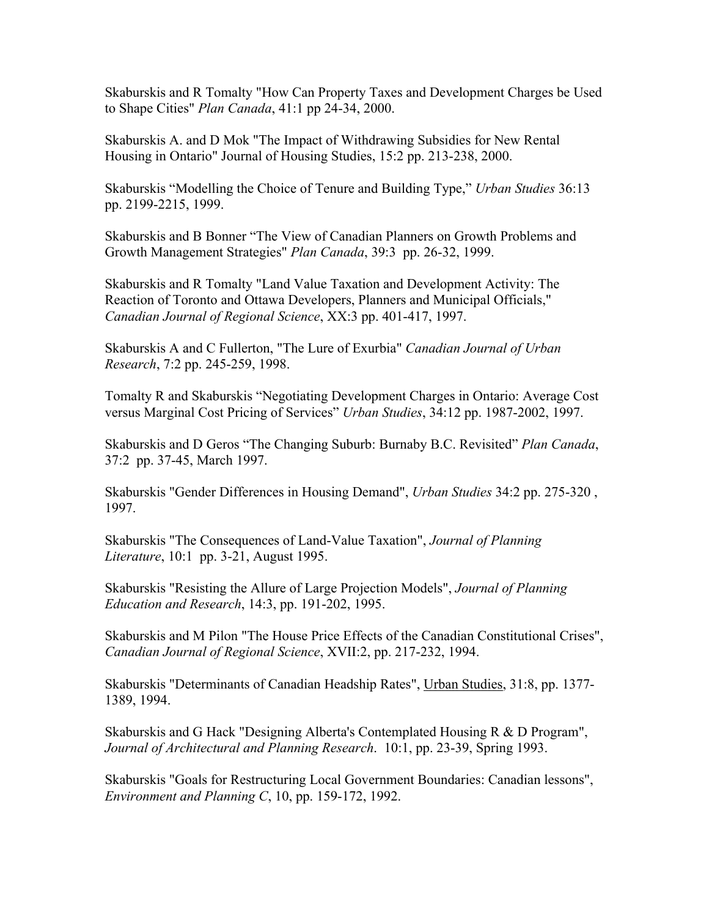Skaburskis and R Tomalty "How Can Property Taxes and Development Charges be Used to Shape Cities" *Plan Canada*, 41:1 pp 24-34, 2000.

Skaburskis A. and D Mok "The Impact of Withdrawing Subsidies for New Rental Housing in Ontario" Journal of Housing Studies, 15:2 pp. 213-238, 2000.

Skaburskis "Modelling the Choice of Tenure and Building Type," *Urban Studies* 36:13 pp. 2199-2215, 1999.

Skaburskis and B Bonner "The View of Canadian Planners on Growth Problems and Growth Management Strategies" *Plan Canada*, 39:3 pp. 26-32, 1999.

Skaburskis and R Tomalty "Land Value Taxation and Development Activity: The Reaction of Toronto and Ottawa Developers, Planners and Municipal Officials," *Canadian Journal of Regional Science*, XX:3 pp. 401-417, 1997.

Skaburskis A and C Fullerton, "The Lure of Exurbia" *Canadian Journal of Urban Research*, 7:2 pp. 245-259, 1998.

Tomalty R and Skaburskis "Negotiating Development Charges in Ontario: Average Cost versus Marginal Cost Pricing of Services" *Urban Studies*, 34:12 pp. 1987-2002, 1997.

Skaburskis and D Geros "The Changing Suburb: Burnaby B.C. Revisited" *Plan Canada*, 37:2 pp. 37-45, March 1997.

Skaburskis "Gender Differences in Housing Demand", *Urban Studies* 34:2 pp. 275-320 , 1997.

Skaburskis "The Consequences of Land-Value Taxation", *Journal of Planning Literature*, 10:1 pp. 3-21, August 1995.

Skaburskis "Resisting the Allure of Large Projection Models", *Journal of Planning Education and Research*, 14:3, pp. 191-202, 1995.

Skaburskis and M Pilon "The House Price Effects of the Canadian Constitutional Crises", *Canadian Journal of Regional Science*, XVII:2, pp. 217-232, 1994.

Skaburskis "Determinants of Canadian Headship Rates", Urban Studies, 31:8, pp. 1377-1389, 1994.

Skaburskis and G Hack "Designing Alberta's Contemplated Housing R & D Program", *Journal of Architectural and Planning Research*. 10:1, pp. 23-39, Spring 1993.

Skaburskis "Goals for Restructuring Local Government Boundaries: Canadian lessons", *Environment and Planning C*, 10, pp. 159-172, 1992.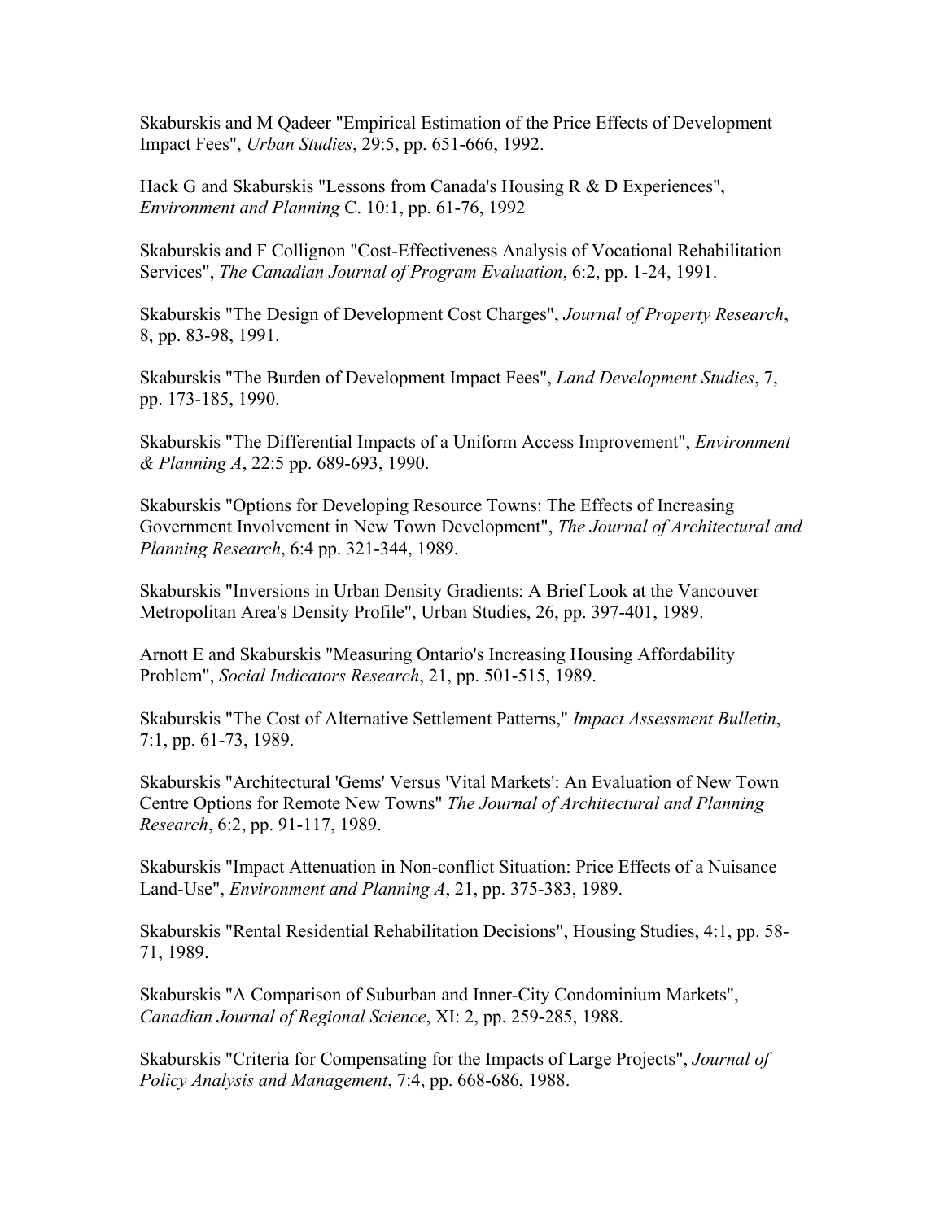Skaburskis and M Qadeer "Empirical Estimation of the Price Effects of Development Impact Fees", *Urban Studies*, 29:5, pp. 651-666, 1992.

Hack G and Skaburskis "Lessons from Canada's Housing R & D Experiences", *Environment and Planning* C. 10:1, pp. 61-76, 1992

Skaburskis and F Collignon "Cost-Effectiveness Analysis of Vocational Rehabilitation Services", *The Canadian Journal of Program Evaluation*, 6:2, pp. 1-24, 1991.

Skaburskis "The Design of Development Cost Charges", *Journal of Property Research*, 8, pp. 83-98, 1991.

Skaburskis "The Burden of Development Impact Fees", *Land Development Studies*, 7, pp. 173-185, 1990.

Skaburskis "The Differential Impacts of a Uniform Access Improvement", *Environment & Planning A*, 22:5 pp. 689-693, 1990.

Skaburskis "Options for Developing Resource Towns: The Effects of Increasing Government Involvement in New Town Development", *The Journal of Architectural and Planning Research*, 6:4 pp. 321-344, 1989.

Skaburskis "Inversions in Urban Density Gradients: A Brief Look at the Vancouver Metropolitan Area's Density Profile", Urban Studies, 26, pp. 397-401, 1989.

Arnott E and Skaburskis "Measuring Ontario's Increasing Housing Affordability Problem", *Social Indicators Research*, 21, pp. 501-515, 1989.

Skaburskis "The Cost of Alternative Settlement Patterns," *Impact Assessment Bulletin*, 7:1, pp. 61-73, 1989.

Skaburskis "Architectural 'Gems' Versus 'Vital Markets': An Evaluation of New Town Centre Options for Remote New Towns" *The Journal of Architectural and Planning Research*, 6:2, pp. 91-117, 1989.

Skaburskis "Impact Attenuation in Non-conflict Situation: Price Effects of a Nuisance Land-Use", *Environment and Planning A*, 21, pp. 375-383, 1989.

Skaburskis "Rental Residential Rehabilitation Decisions", Housing Studies, 4:1, pp. 58-71, 1989.

Skaburskis "A Comparison of Suburban and Inner-City Condominium Markets", *Canadian Journal of Regional Science*, XI: 2, pp. 259-285, 1988.

Skaburskis "Criteria for Compensating for the Impacts of Large Projects", *Journal of Policy Analysis and Management*, 7:4, pp. 668-686, 1988.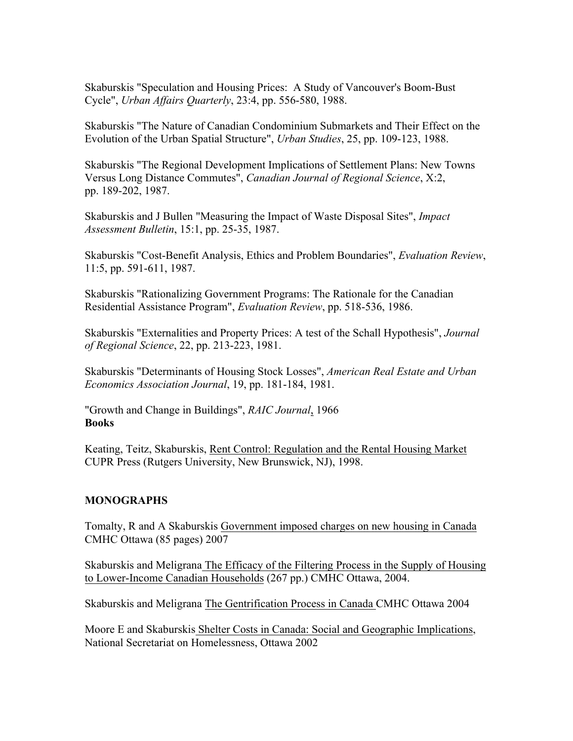Skaburskis "Speculation and Housing Prices: A Study of Vancouver's Boom-Bust Cycle", *Urban Affairs Quarterly*, 23:4, pp. 556-580, 1988.

Skaburskis "The Nature of Canadian Condominium Submarkets and Their Effect on the Evolution of the Urban Spatial Structure", *Urban Studies*, 25, pp. 109-123, 1988.

Skaburskis "The Regional Development Implications of Settlement Plans: New Towns Versus Long Distance Commutes", *Canadian Journal of Regional Science*, X:2, pp. 189-202, 1987.

Skaburskis and J Bullen "Measuring the Impact of Waste Disposal Sites", *Impact Assessment Bulletin*, 15:1, pp. 25-35, 1987.

Skaburskis "Cost-Benefit Analysis, Ethics and Problem Boundaries", *Evaluation Review*, 11:5, pp. 591-611, 1987.

Skaburskis "Rationalizing Government Programs: The Rationale for the Canadian Residential Assistance Program", *Evaluation Review*, pp. 518-536, 1986.

Skaburskis "Externalities and Property Prices: A test of the Schall Hypothesis", *Journal of Regional Science*, 22, pp. 213-223, 1981.

Skaburskis "Determinants of Housing Stock Losses", *American Real Estate and Urban Economics Association Journal*, 19, pp. 181-184, 1981.

"Growth and Change in Buildings", *RAIC Journal*, 1966

**Books**

Keating, Teitz, Skaburskis, Rent Control: Regulation and the Rental Housing Market CUPR Press (Rutgers University, New Brunswick, NJ), 1998.

**MONOGRAPHS**

Tomalty, R and A Skaburskis Government imposed charges on new housing in Canada CMHC Ottawa (85 pages) 2007

Skaburskis and Meligrana The Efficacy of the Filtering Process in the Supply of Housing to Lower-Income Canadian Households (267 pp.) CMHC Ottawa, 2004.

Skaburskis and Meligrana The Gentrification Process in Canada CMHC Ottawa 2004

Moore E and Skaburskis Shelter Costs in Canada: Social and Geographic Implications, National Secretariat on Homelessness, Ottawa 2002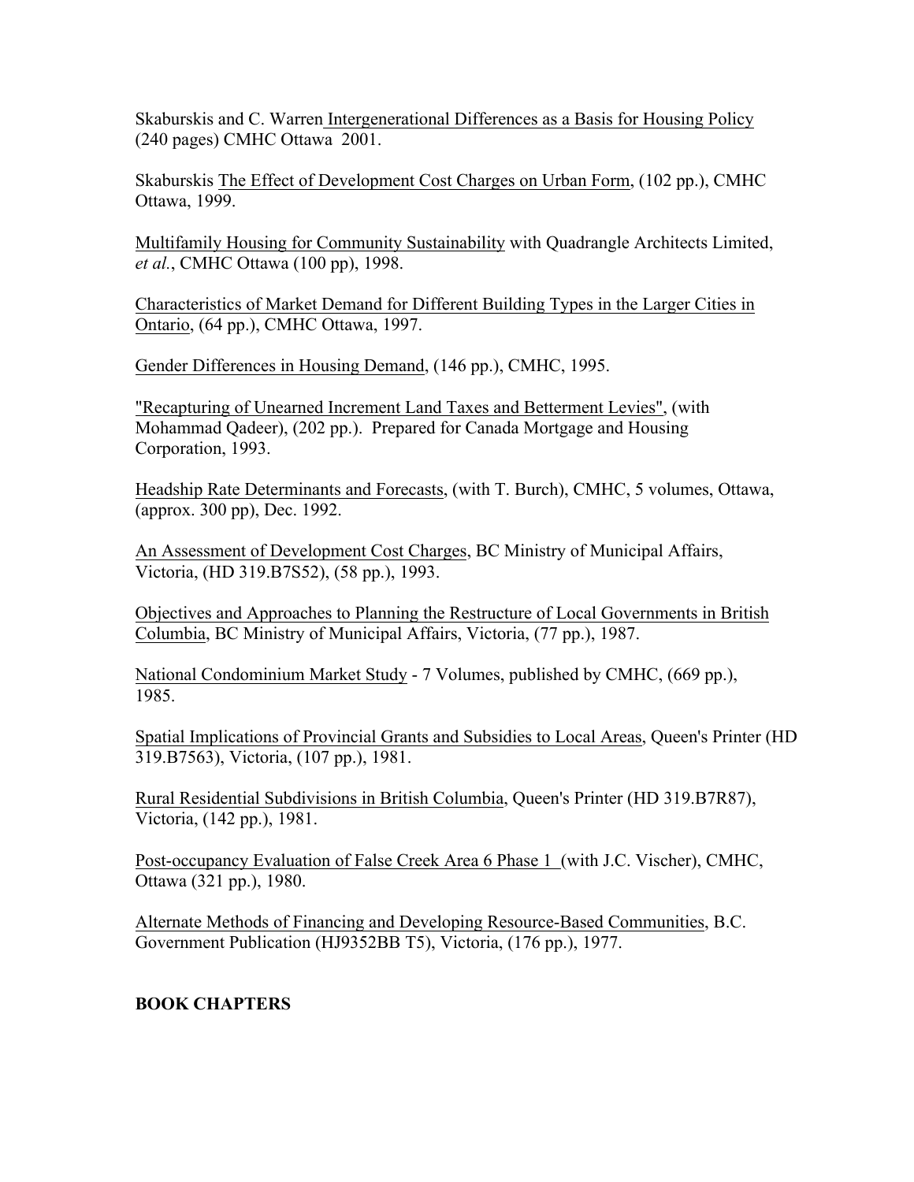Skaburskis and C. Warren Intergenerational Differences as a Basis for Housing Policy (240 pages) CMHC Ottawa 2001.

Skaburskis The Effect of Development Cost Charges on Urban Form, (102 pp.), CMHC Ottawa, 1999.

Multifamily Housing for Community Sustainability with Quadrangle Architects Limited, *et al.*, CMHC Ottawa (100 pp), 1998.

Characteristics of Market Demand for Different Building Types in the Larger Cities in Ontario, (64 pp.), CMHC Ottawa, 1997.

Gender Differences in Housing Demand, (146 pp.), CMHC, 1995.

"Recapturing of Unearned Increment Land Taxes and Betterment Levies", (with Mohammad Qadeer), (202 pp.). Prepared for Canada Mortgage and Housing Corporation, 1993.

Headship Rate Determinants and Forecasts, (with T. Burch), CMHC, 5 volumes, Ottawa, (approx. 300 pp), Dec. 1992.

An Assessment of Development Cost Charges, BC Ministry of Municipal Affairs, Victoria, (HD 319.B7S52), (58 pp.), 1993.

Objectives and Approaches to Planning the Restructure of Local Governments in British Columbia, BC Ministry of Municipal Affairs, Victoria, (77 pp.), 1987.

National Condominium Market Study - 7 Volumes, published by CMHC, (669 pp.), 1985.

Spatial Implications of Provincial Grants and Subsidies to Local Areas, Queen's Printer (HD 319.B7563), Victoria, (107 pp.), 1981.

Rural Residential Subdivisions in British Columbia, Queen's Printer (HD 319.B7R87), Victoria, (142 pp.), 1981.

Post-occupancy Evaluation of False Creek Area 6 Phase 1 (with J.C. Vischer), CMHC, Ottawa (321 pp.), 1980.

Alternate Methods of Financing and Developing Resource-Based Communities, B.C. Government Publication (HJ9352BB T5), Victoria, (176 pp.), 1977.

**BOOK CHAPTERS**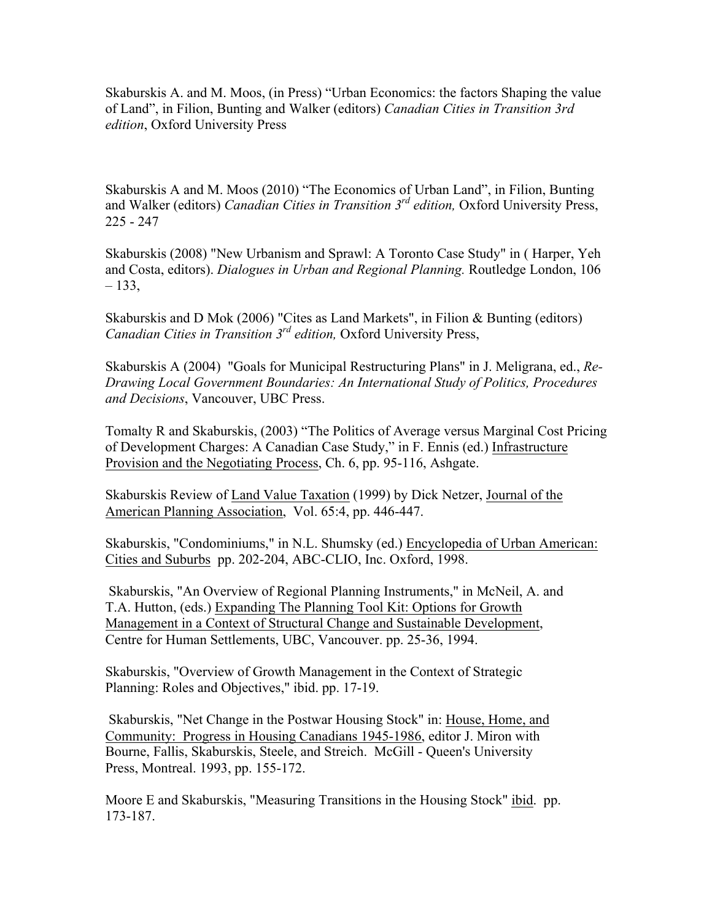Skaburskis A. and M. Moos, (in Press) "Urban Economics: the factors Shaping the value of Land", in Filion, Bunting and Walker (editors) *Canadian Cities in Transition 3rd edition*, Oxford University Press

Skaburskis A and M. Moos (2010) "The Economics of Urban Land", in Filion, Bunting and Walker (editors) *Canadian Cities in Transition 3rd edition,* Oxford University Press, 225 - 247

Skaburskis (2008) "New Urbanism and Sprawl: A Toronto Case Study" in ( Harper, Yeh and Costa, editors). *Dialogues in Urban and Regional Planning.* Routledge London, 106 – 133,

Skaburskis and D Mok (2006) "Cites as Land Markets", in Filion & Bunting (editors) *Canadian Cities in Transition 3rd edition,* Oxford University Press,

Skaburskis A (2004) "Goals for Municipal Restructuring Plans" in J. Meligrana, ed., *Re-Drawing Local Government Boundaries: An International Study of Politics, Procedures and Decisions*, Vancouver, UBC Press.

Tomalty R and Skaburskis, (2003) "The Politics of Average versus Marginal Cost Pricing of Development Charges: A Canadian Case Study," in F. Ennis (ed.) Infrastructure Provision and the Negotiating Process, Ch. 6, pp. 95-116, Ashgate.

Skaburskis Review of Land Value Taxation (1999) by Dick Netzer, Journal of the American Planning Association, Vol. 65:4, pp. 446-447.

Skaburskis, "Condominiums," in N.L. Shumsky (ed.) Encyclopedia of Urban American: Cities and Suburbs pp. 202-204, ABC-CLIO, Inc. Oxford, 1998.

Skaburskis, "An Overview of Regional Planning Instruments," in McNeil, A. and T.A. Hutton, (eds.) Expanding The Planning Tool Kit: Options for Growth Management in a Context of Structural Change and Sustainable Development, Centre for Human Settlements, UBC, Vancouver. pp. 25-36, 1994.

Skaburskis, "Overview of Growth Management in the Context of Strategic Planning: Roles and Objectives," ibid. pp. 17-19.

Skaburskis, "Net Change in the Postwar Housing Stock" in: House, Home, and Community: Progress in Housing Canadians 1945-1986, editor J. Miron with Bourne, Fallis, Skaburskis, Steele, and Streich. McGill - Queen's University Press, Montreal. 1993, pp. 155-172.

Moore E and Skaburskis, "Measuring Transitions in the Housing Stock" ibid. pp. 173-187.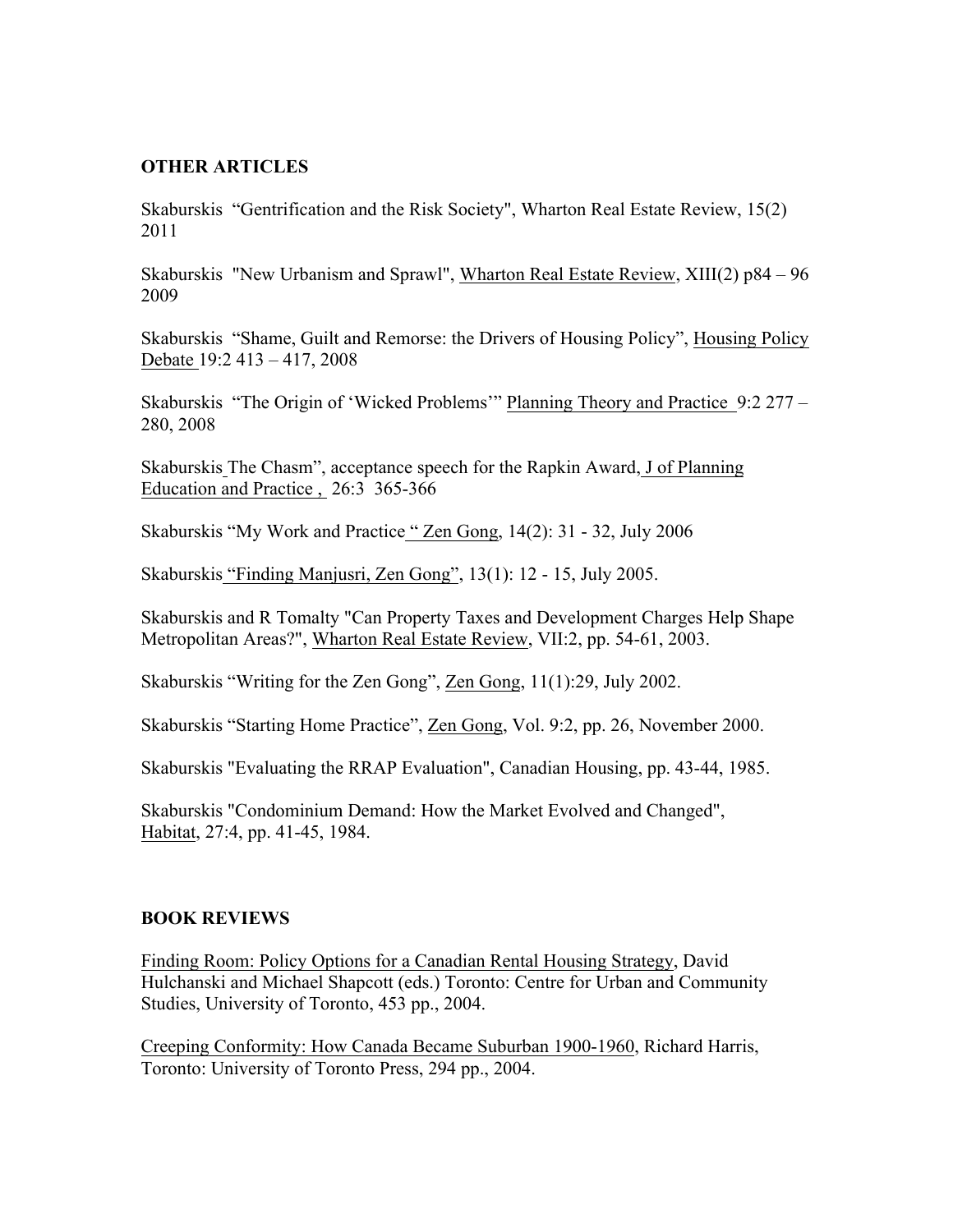## OTHER ARTICLES

Skaburskis "Gentrification and the Risk Society", Wharton Real Estate Review, 15(2) 2011

Skaburskis "New Urbanism and Sprawl", Wharton Real Estate Review, XIII(2) p84 – 96 2009

Skaburskis "Shame, Guilt and Remorse: the Drivers of Housing Policy", Housing Policy Debate 19:2 413 – 417, 2008

Skaburskis "The Origin of 'Wicked Problems'" Planning Theory and Practice 9:2 277 – 280, 2008

Skaburskis The Chasm", acceptance speech for the Rapkin Award, J of Planning Education and Practice , 26:3 365-366

Skaburskis "My Work and Practice " Zen Gong, 14(2): 31 - 32, July 2006

Skaburskis "Finding Manjusri, Zen Gong", 13(1): 12 - 15, July 2005.

Skaburskis and R Tomalty "Can Property Taxes and Development Charges Help Shape Metropolitan Areas?", Wharton Real Estate Review, VII:2, pp. 54-61, 2003.

Skaburskis "Writing for the Zen Gong", Zen Gong, 11(1):29, July 2002.

Skaburskis "Starting Home Practice", Zen Gong, Vol. 9:2, pp. 26, November 2000.

Skaburskis "Evaluating the RRAP Evaluation", Canadian Housing, pp. 43-44, 1985.

Skaburskis "Condominium Demand: How the Market Evolved and Changed", Habitat, 27:4, pp. 41-45, 1984.

## BOOK REVIEWS

Finding Room: Policy Options for a Canadian Rental Housing Strategy, David Hulchanski and Michael Shapcott (eds.) Toronto: Centre for Urban and Community Studies, University of Toronto, 453 pp., 2004.

Creeping Conformity: How Canada Became Suburban 1900-1960, Richard Harris, Toronto: University of Toronto Press, 294 pp., 2004.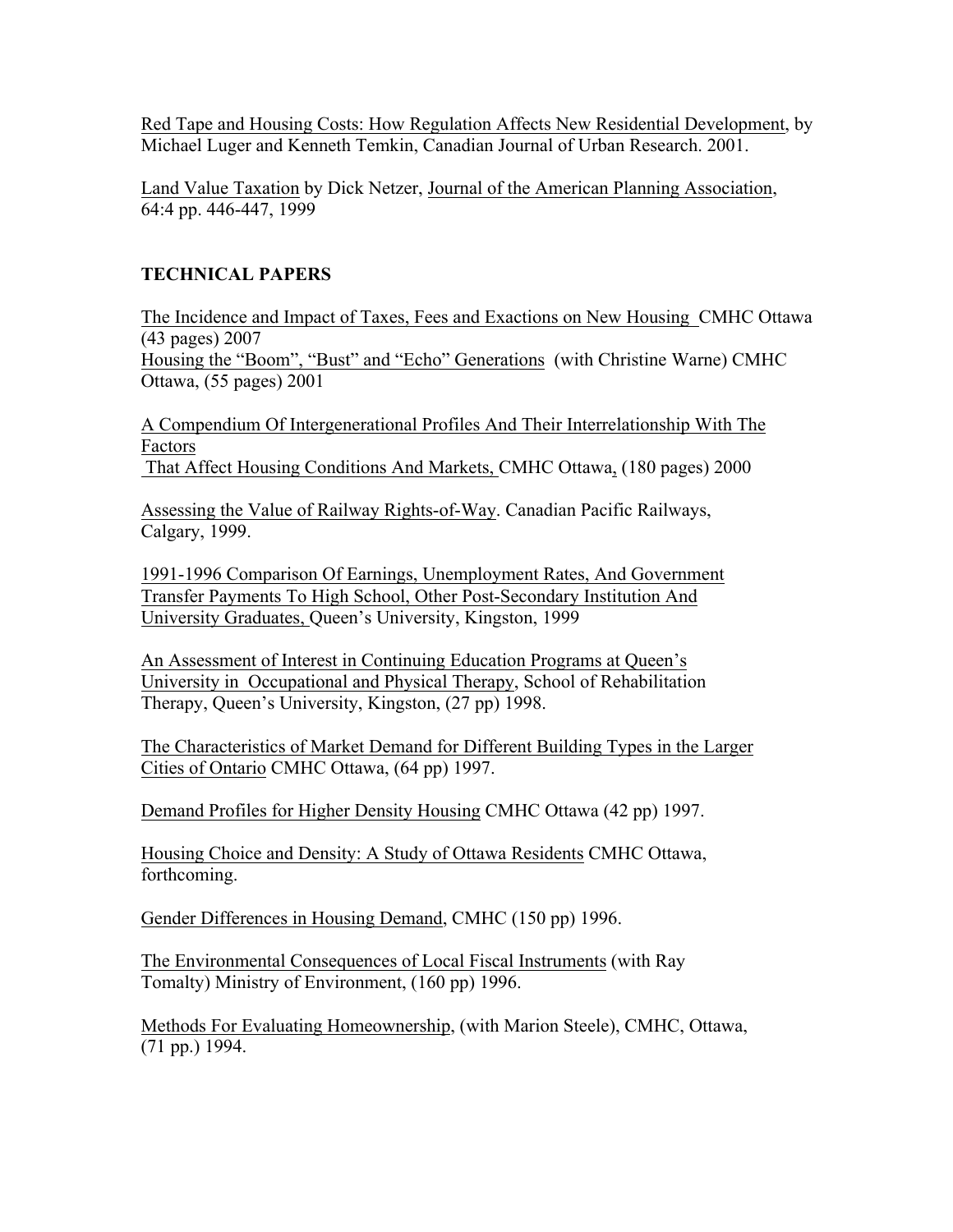Red Tape and Housing Costs: How Regulation Affects New Residential Development, by Michael Luger and Kenneth Temkin, Canadian Journal of Urban Research. 2001.

Land Value Taxation by Dick Netzer, Journal of the American Planning Association, 64:4 pp. 446-447, 1999

**TECHNICAL PAPERS**

The Incidence and Impact of Taxes, Fees and Exactions on New Housing CMHC Ottawa (43 pages) 2007
Housing the "Boom", "Bust" and "Echo" Generations (with Christine Warne) CMHC Ottawa, (55 pages) 2001

A Compendium Of Intergenerational Profiles And Their Interrelationship With The Factors That Affect Housing Conditions And Markets, CMHC Ottawa, (180 pages) 2000

Assessing the Value of Railway Rights-of-Way. Canadian Pacific Railways, Calgary, 1999.

1991-1996 Comparison Of Earnings, Unemployment Rates, And Government Transfer Payments To High School, Other Post-Secondary Institution And University Graduates, Queen's University, Kingston, 1999

An Assessment of Interest in Continuing Education Programs at Queen's University in Occupational and Physical Therapy, School of Rehabilitation Therapy, Queen's University, Kingston, (27 pp) 1998.

The Characteristics of Market Demand for Different Building Types in the Larger Cities of Ontario CMHC Ottawa, (64 pp) 1997.

Demand Profiles for Higher Density Housing CMHC Ottawa (42 pp) 1997.

Housing Choice and Density: A Study of Ottawa Residents CMHC Ottawa, forthcoming.

Gender Differences in Housing Demand, CMHC (150 pp) 1996.

The Environmental Consequences of Local Fiscal Instruments (with Ray Tomalty) Ministry of Environment, (160 pp) 1996.

Methods For Evaluating Homeownership, (with Marion Steele), CMHC, Ottawa, (71 pp.) 1994.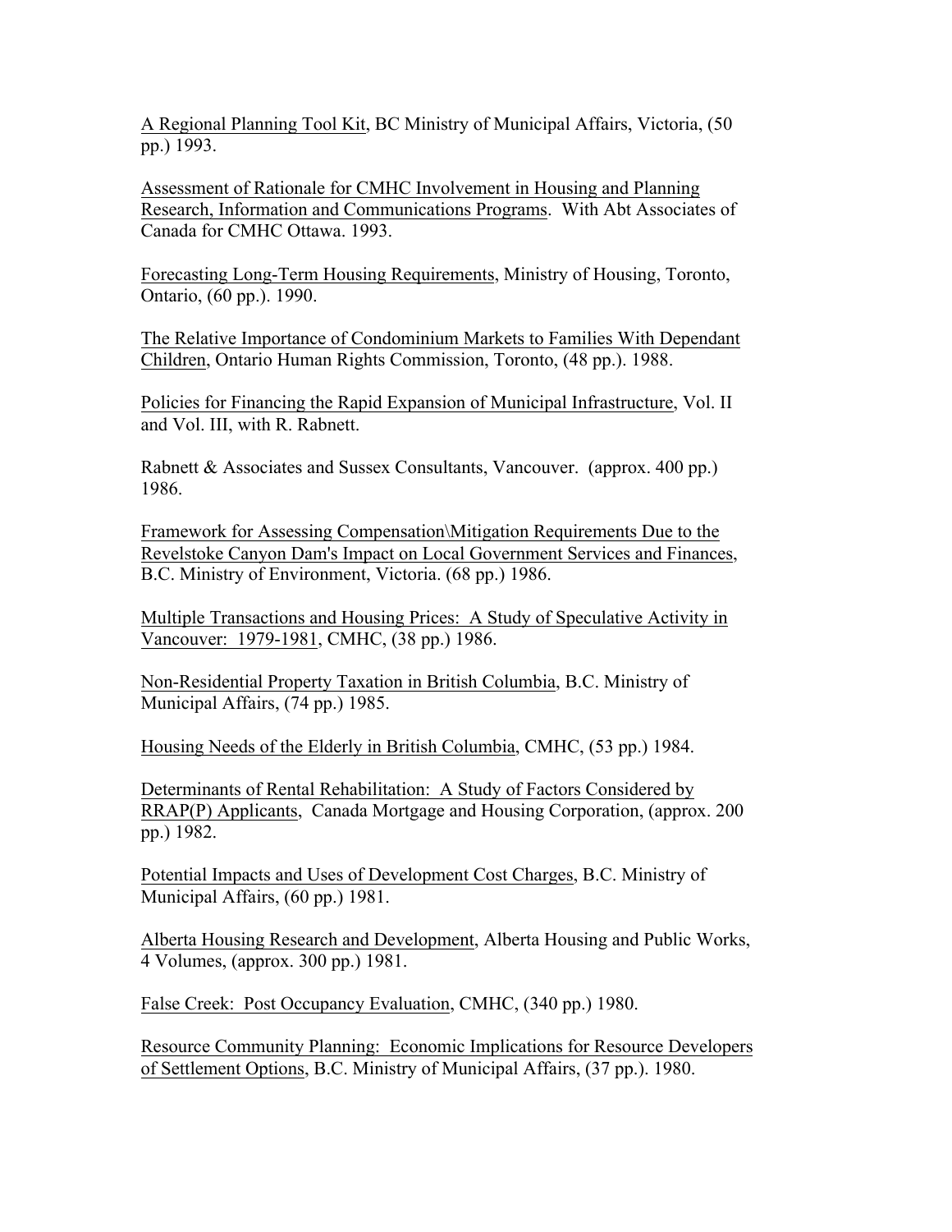A Regional Planning Tool Kit, BC Ministry of Municipal Affairs, Victoria, (50 pp.) 1993.

Assessment of Rationale for CMHC Involvement in Housing and Planning Research, Information and Communications Programs. With Abt Associates of Canada for CMHC Ottawa. 1993.

Forecasting Long-Term Housing Requirements, Ministry of Housing, Toronto, Ontario, (60 pp.). 1990.

The Relative Importance of Condominium Markets to Families With Dependant Children, Ontario Human Rights Commission, Toronto, (48 pp.). 1988.

Policies for Financing the Rapid Expansion of Municipal Infrastructure, Vol. II and Vol. III, with R. Rabnett.

Rabnett & Associates and Sussex Consultants, Vancouver. (approx. 400 pp.) 1986.

Framework for Assessing Compensation\Mitigation Requirements Due to the Revelstoke Canyon Dam's Impact on Local Government Services and Finances, B.C. Ministry of Environment, Victoria. (68 pp.) 1986.

Multiple Transactions and Housing Prices: A Study of Speculative Activity in Vancouver: 1979-1981, CMHC, (38 pp.) 1986.

Non-Residential Property Taxation in British Columbia, B.C. Ministry of Municipal Affairs, (74 pp.) 1985.

Housing Needs of the Elderly in British Columbia, CMHC, (53 pp.) 1984.

Determinants of Rental Rehabilitation: A Study of Factors Considered by RRAP(P) Applicants, Canada Mortgage and Housing Corporation, (approx. 200 pp.) 1982.

Potential Impacts and Uses of Development Cost Charges, B.C. Ministry of Municipal Affairs, (60 pp.) 1981.

Alberta Housing Research and Development, Alberta Housing and Public Works, 4 Volumes, (approx. 300 pp.) 1981.

False Creek: Post Occupancy Evaluation, CMHC, (340 pp.) 1980.

Resource Community Planning: Economic Implications for Resource Developers of Settlement Options, B.C. Ministry of Municipal Affairs, (37 pp.). 1980.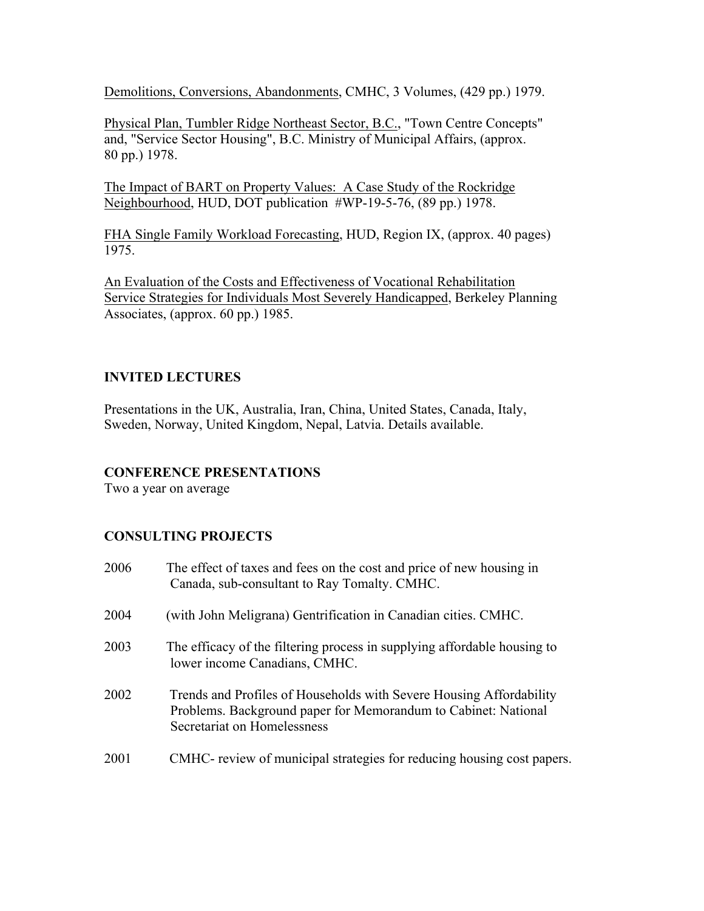<u>Demolitions, Conversions, Abandonments</u>, CMHC, 3 Volumes, (429 pp.) 1979.

<u>Physical Plan, Tumbler Ridge Northeast Sector, B.C.</u>, "Town Centre Concepts" and, "Service Sector Housing", B.C. Ministry of Municipal Affairs, (approx. 80 pp.) 1978.

<u>The Impact of BART on Property Values: A Case Study of the Rockridge Neighbourhood</u>, HUD, DOT publication #WP-19-5-76, (89 pp.) 1978.

<u>FHA Single Family Workload Forecasting</u>, HUD, Region IX, (approx. 40 pages) 1975.

<u>An Evaluation of the Costs and Effectiveness of Vocational Rehabilitation Service Strategies for Individuals Most Severely Handicapped</u>, Berkeley Planning Associates, (approx. 60 pp.) 1985.

**INVITED LECTURES**

Presentations in the UK, Australia, Iran, China, United States, Canada, Italy, Sweden, Norway, United Kingdom, Nepal, Latvia. Details available.

**CONFERENCE PRESENTATIONS**

Two a year on average

**CONSULTING PROJECTS**

2006 The effect of taxes and fees on the cost and price of new housing in Canada, sub-consultant to Ray Tomalty. CMHC.

2004 (with John Meligrana) Gentrification in Canadian cities. CMHC.

2003 The efficacy of the filtering process in supplying affordable housing to lower income Canadians, CMHC.

2002 Trends and Profiles of Households with Severe Housing Affordability Problems. Background paper for Memorandum to Cabinet: National Secretariat on Homelessness

2001 CMHC- review of municipal strategies for reducing housing cost papers.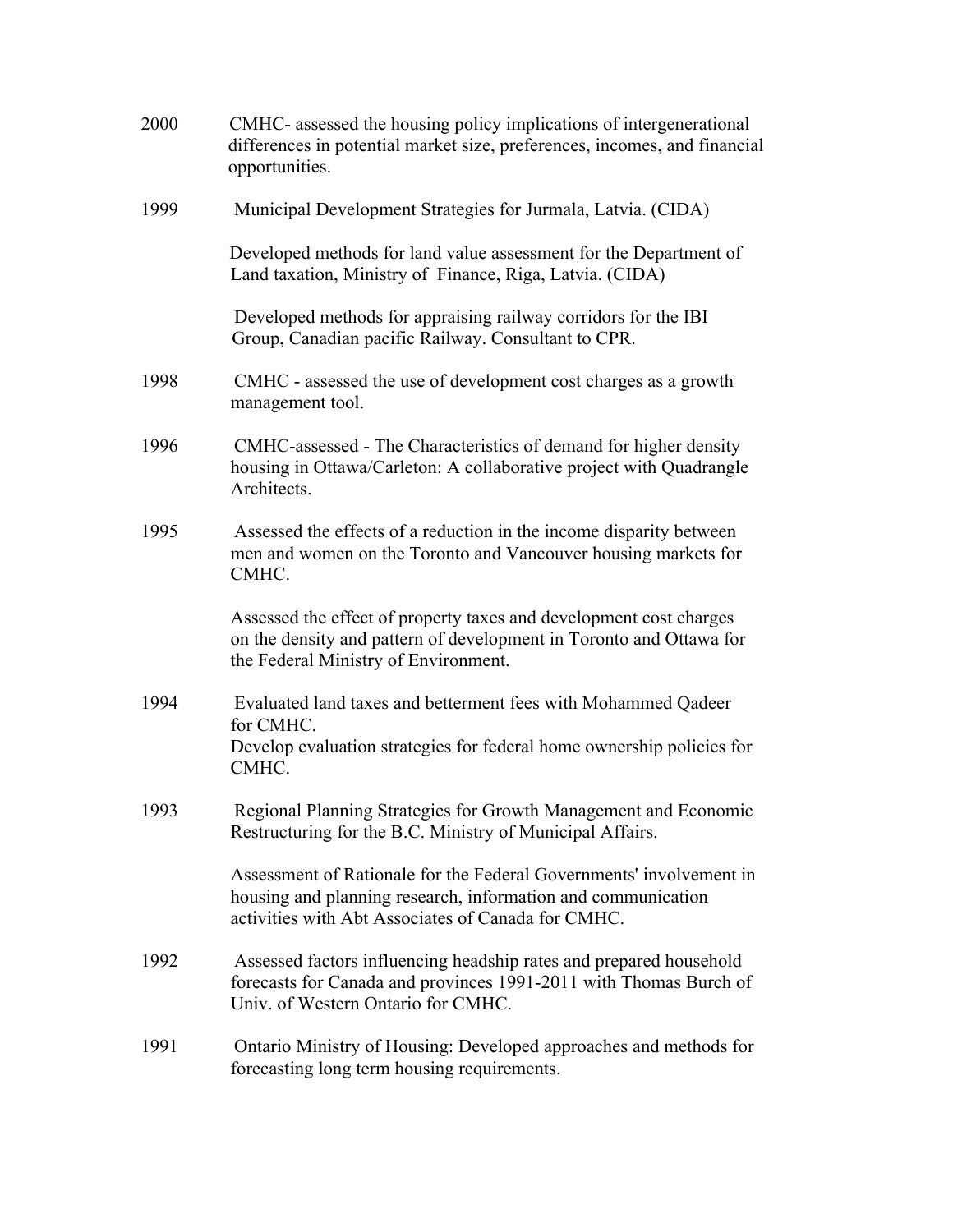2000 CMHC- assessed the housing policy implications of intergenerational differences in potential market size, preferences, incomes, and financial opportunities.

1999 Municipal Development Strategies for Jurmala, Latvia. (CIDA)

Developed methods for land value assessment for the Department of Land taxation, Ministry of Finance, Riga, Latvia. (CIDA)

Developed methods for appraising railway corridors for the IBI Group, Canadian pacific Railway. Consultant to CPR.

1998 CMHC - assessed the use of development cost charges as a growth management tool.

1996 CMHC-assessed - The Characteristics of demand for higher density housing in Ottawa/Carleton: A collaborative project with Quadrangle Architects.

1995 Assessed the effects of a reduction in the income disparity between men and women on the Toronto and Vancouver housing markets for CMHC.

Assessed the effect of property taxes and development cost charges on the density and pattern of development in Toronto and Ottawa for the Federal Ministry of Environment.

1994 Evaluated land taxes and betterment fees with Mohammed Qadeer for CMHC.
Develop evaluation strategies for federal home ownership policies for CMHC.

1993 Regional Planning Strategies for Growth Management and Economic Restructuring for the B.C. Ministry of Municipal Affairs.

Assessment of Rationale for the Federal Governments' involvement in housing and planning research, information and communication activities with Abt Associates of Canada for CMHC.

1992 Assessed factors influencing headship rates and prepared household forecasts for Canada and provinces 1991-2011 with Thomas Burch of Univ. of Western Ontario for CMHC.

1991 Ontario Ministry of Housing: Developed approaches and methods for forecasting long term housing requirements.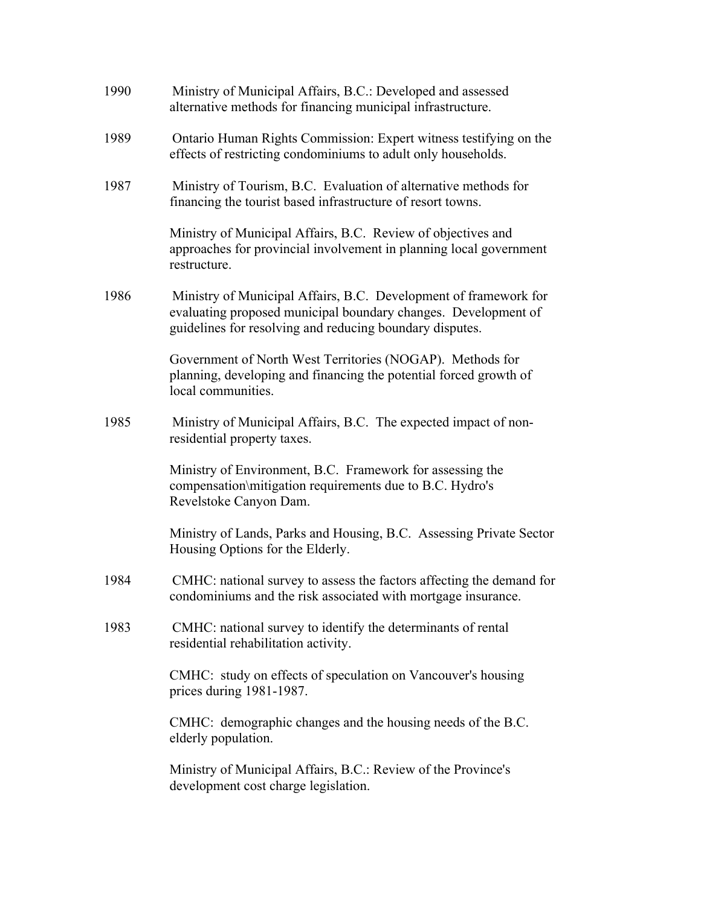| | |
|---|---|
| 1990 | Ministry of Municipal Affairs, B.C.: Developed and assessed alternative methods for financing municipal infrastructure. |
| 1989 | Ontario Human Rights Commission: Expert witness testifying on the effects of restricting condominiums to adult only households. |
| 1987 | Ministry of Tourism, B.C. Evaluation of alternative methods for financing the tourist based infrastructure of resort towns. |
| | Ministry of Municipal Affairs, B.C. Review of objectives and approaches for provincial involvement in planning local government restructure. |
| 1986 | Ministry of Municipal Affairs, B.C. Development of framework for evaluating proposed municipal boundary changes. Development of guidelines for resolving and reducing boundary disputes. |
| | Government of North West Territories (NOGAP). Methods for planning, developing and financing the potential forced growth of local communities. |
| 1985 | Ministry of Municipal Affairs, B.C. The expected impact of non-residential property taxes. |
| | Ministry of Environment, B.C. Framework for assessing the compensation\mitigation requirements due to B.C. Hydro's Revelstoke Canyon Dam. |
| | Ministry of Lands, Parks and Housing, B.C. Assessing Private Sector Housing Options for the Elderly. |
| 1984 | CMHC: national survey to assess the factors affecting the demand for condominiums and the risk associated with mortgage insurance. |
| 1983 | CMHC: national survey to identify the determinants of rental residential rehabilitation activity. |
| | CMHC: study on effects of speculation on Vancouver's housing prices during 1981-1987. |
| | CMHC: demographic changes and the housing needs of the B.C. elderly population. |
| | Ministry of Municipal Affairs, B.C.: Review of the Province's development cost charge legislation. |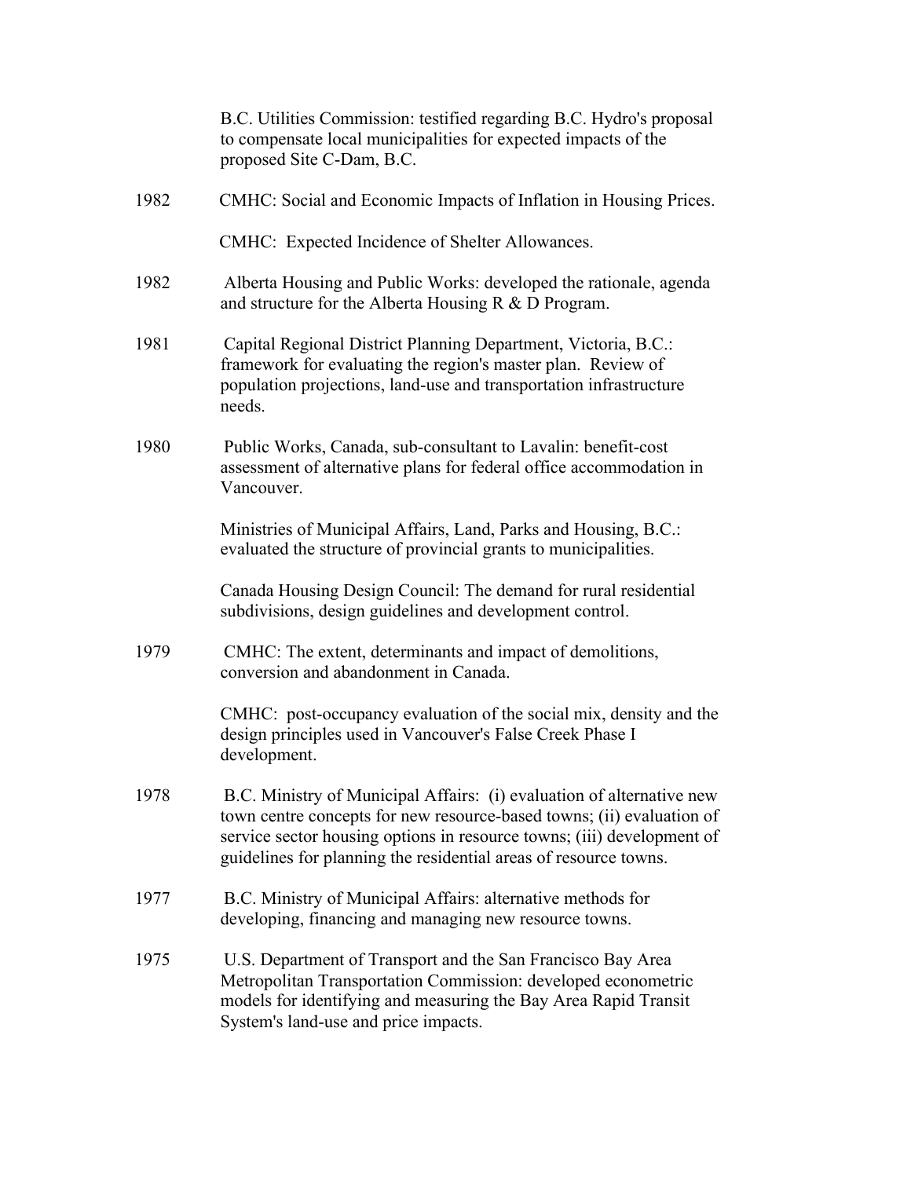B.C. Utilities Commission: testified regarding B.C. Hydro's proposal to compensate local municipalities for expected impacts of the proposed Site C-Dam, B.C.

1982 CMHC: Social and Economic Impacts of Inflation in Housing Prices.

CMHC: Expected Incidence of Shelter Allowances.

1982 Alberta Housing and Public Works: developed the rationale, agenda and structure for the Alberta Housing R & D Program.

1981 Capital Regional District Planning Department, Victoria, B.C.: framework for evaluating the region's master plan. Review of population projections, land-use and transportation infrastructure needs.

1980 Public Works, Canada, sub-consultant to Lavalin: benefit-cost assessment of alternative plans for federal office accommodation in Vancouver.

Ministries of Municipal Affairs, Land, Parks and Housing, B.C.: evaluated the structure of provincial grants to municipalities.

Canada Housing Design Council: The demand for rural residential subdivisions, design guidelines and development control.

1979 CMHC: The extent, determinants and impact of demolitions, conversion and abandonment in Canada.

CMHC: post-occupancy evaluation of the social mix, density and the design principles used in Vancouver's False Creek Phase I development.

1978 B.C. Ministry of Municipal Affairs: (i) evaluation of alternative new town centre concepts for new resource-based towns; (ii) evaluation of service sector housing options in resource towns; (iii) development of guidelines for planning the residential areas of resource towns.

1977 B.C. Ministry of Municipal Affairs: alternative methods for developing, financing and managing new resource towns.

1975 U.S. Department of Transport and the San Francisco Bay Area Metropolitan Transportation Commission: developed econometric models for identifying and measuring the Bay Area Rapid Transit System's land-use and price impacts.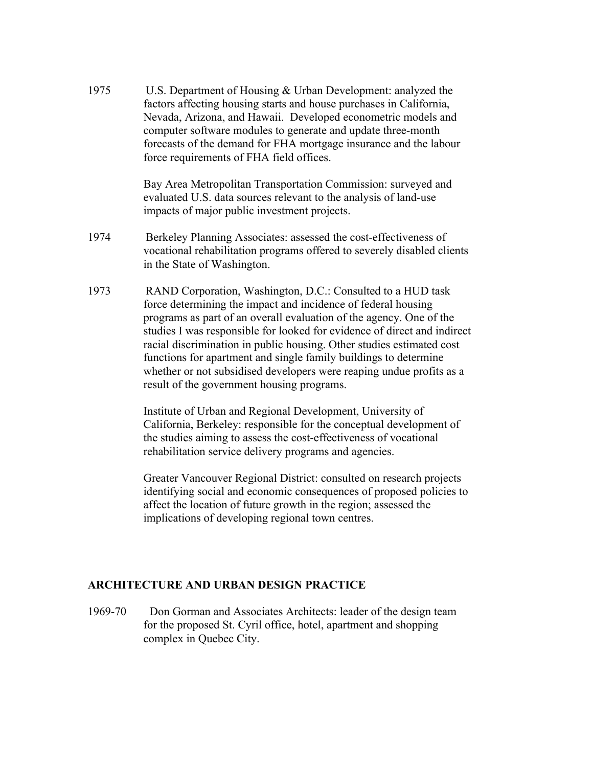1975 U.S. Department of Housing & Urban Development: analyzed the factors affecting housing starts and house purchases in California, Nevada, Arizona, and Hawaii. Developed econometric models and computer software modules to generate and update three-month forecasts of the demand for FHA mortgage insurance and the labour force requirements of FHA field offices.

Bay Area Metropolitan Transportation Commission: surveyed and evaluated U.S. data sources relevant to the analysis of land-use impacts of major public investment projects.

1974 Berkeley Planning Associates: assessed the cost-effectiveness of vocational rehabilitation programs offered to severely disabled clients in the State of Washington.

1973 RAND Corporation, Washington, D.C.: Consulted to a HUD task force determining the impact and incidence of federal housing programs as part of an overall evaluation of the agency. One of the studies I was responsible for looked for evidence of direct and indirect racial discrimination in public housing. Other studies estimated cost functions for apartment and single family buildings to determine whether or not subsidised developers were reaping undue profits as a result of the government housing programs.

Institute of Urban and Regional Development, University of California, Berkeley: responsible for the conceptual development of the studies aiming to assess the cost-effectiveness of vocational rehabilitation service delivery programs and agencies.

Greater Vancouver Regional District: consulted on research projects identifying social and economic consequences of proposed policies to affect the location of future growth in the region; assessed the implications of developing regional town centres.

**ARCHITECTURE AND URBAN DESIGN PRACTICE**

1969-70 Don Gorman and Associates Architects: leader of the design team for the proposed St. Cyril office, hotel, apartment and shopping complex in Quebec City.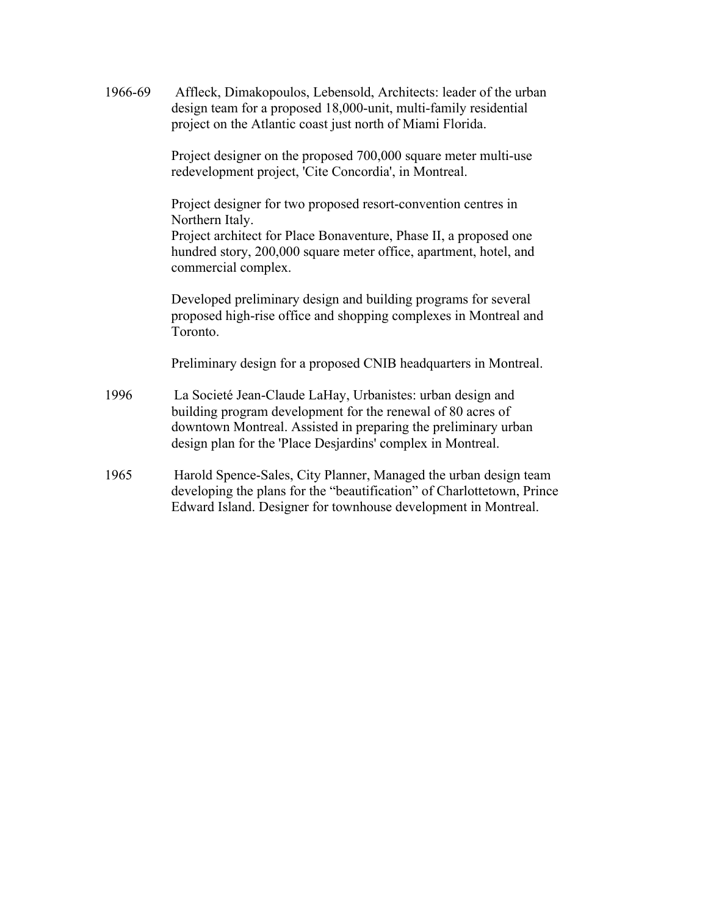1966-69 Affleck, Dimakopoulos, Lebensold, Architects: leader of the urban design team for a proposed 18,000-unit, multi-family residential project on the Atlantic coast just north of Miami Florida.

Project designer on the proposed 700,000 square meter multi-use redevelopment project, 'Cite Concordia', in Montreal.

Project designer for two proposed resort-convention centres in Northern Italy.
Project architect for Place Bonaventure, Phase II, a proposed one hundred story, 200,000 square meter office, apartment, hotel, and commercial complex.

Developed preliminary design and building programs for several proposed high-rise office and shopping complexes in Montreal and Toronto.

Preliminary design for a proposed CNIB headquarters in Montreal.

1996 La Societé Jean-Claude LaHay, Urbanistes: urban design and building program development for the renewal of 80 acres of downtown Montreal. Assisted in preparing the preliminary urban design plan for the 'Place Desjardins' complex in Montreal.

1965 Harold Spence-Sales, City Planner, Managed the urban design team developing the plans for the "beautification" of Charlottetown, Prince Edward Island. Designer for townhouse development in Montreal.